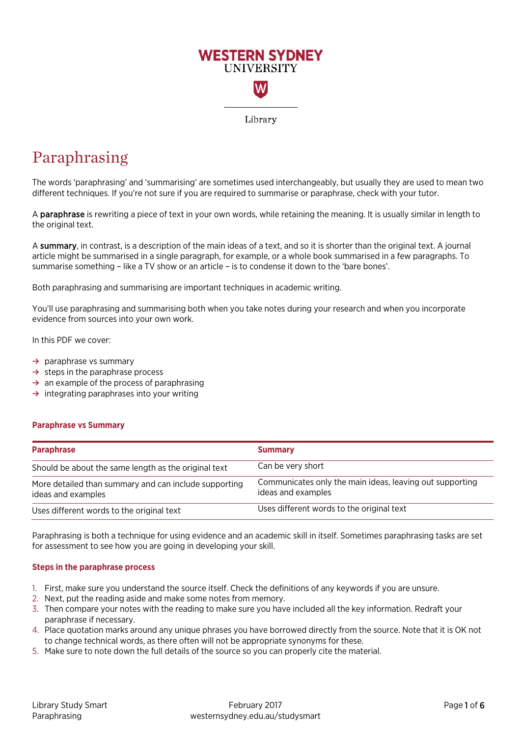WESTERN SYDNEY UNIVERSITY

Library

# Paraphrasing

The words 'paraphrasing' and 'summarising' are sometimes used interchangeably, but usually they are used to mean two different techniques. If you're not sure if you are required to summarise or paraphrase, check with your tutor.

A **paraphrase** is rewriting a piece of text in your own words, while retaining the meaning. It is usually similar in length to the original text.

A **summary**, in contrast, is a description of the main ideas of a text, and so it is shorter than the original text. A journal article might be summarised in a single paragraph, for example, or a whole book summarised in a few paragraphs. To summarise something – like a TV show or an article – is to condense it down to the 'bare bones'.

Both paraphrasing and summarising are important techniques in academic writing.

You'll use paraphrasing and summarising both when you take notes during your research and when you incorporate evidence from sources into your own work.

In this PDF we cover:

→ paraphrase vs summary
→ steps in the paraphrase process
→ an example of the process of paraphrasing
→ integrating paraphrases into your writing

### Paraphrase vs Summary

| Paraphrase | Summary |
|---|---|
| Should be about the same length as the original text | Can be very short |
| More detailed than summary and can include supporting ideas and examples | Communicates only the main ideas, leaving out supporting ideas and examples |
| Uses different words to the original text | Uses different words to the original text |

Paraphrasing is both a technique for using evidence and an academic skill in itself. Sometimes paraphrasing tasks are set for assessment to see how you are going in developing your skill.

### Steps in the paraphrase process

1. First, make sure you understand the source itself. Check the definitions of any keywords if you are unsure.
2. Next, put the reading aside and make some notes from memory.
3. Then compare your notes with the reading to make sure you have included all the key information. Redraft your paraphrase if necessary.
4. Place quotation marks around any unique phrases you have borrowed directly from the source. Note that it is OK not to change technical words, as there often will not be appropriate synonyms for these.
5. Make sure to note down the full details of the source so you can properly cite the material.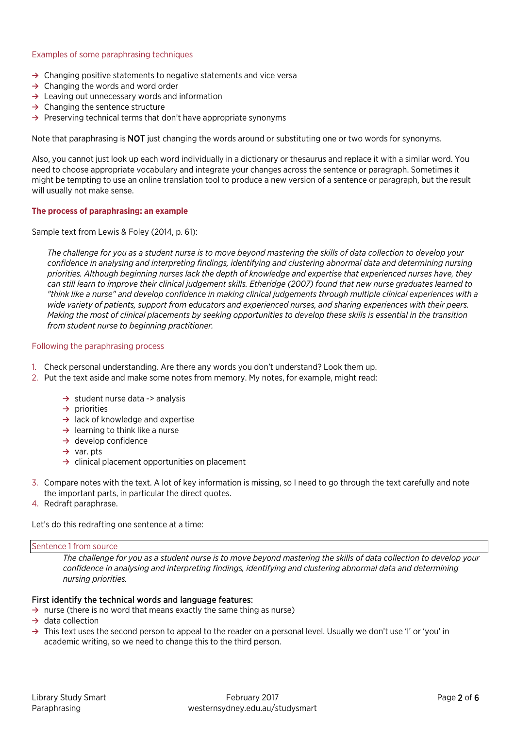### Examples of some paraphrasing techniques

- → Changing positive statements to negative statements and vice versa
- → Changing the words and word order
- → Leaving out unnecessary words and information
- → Changing the sentence structure
- → Preserving technical terms that don't have appropriate synonyms

Note that paraphrasing is **NOT** just changing the words around or substituting one or two words for synonyms.

Also, you cannot just look up each word individually in a dictionary or thesaurus and replace it with a similar word. You need to choose appropriate vocabulary and integrate your changes across the sentence or paragraph. Sometimes it might be tempting to use an online translation tool to produce a new version of a sentence or paragraph, but the result will usually not make sense.

## The process of paraphrasing: an example

Sample text from Lewis & Foley (2014, p. 61):

> *The challenge for you as a student nurse is to move beyond mastering the skills of data collection to develop your confidence in analysing and interpreting findings, identifying and clustering abnormal data and determining nursing priorities. Although beginning nurses lack the depth of knowledge and expertise that experienced nurses have, they can still learn to improve their clinical judgement skills. Etheridge (2007) found that new nurse graduates learned to "think like a nurse" and develop confidence in making clinical judgements through multiple clinical experiences with a wide variety of patients, support from educators and experienced nurses, and sharing experiences with their peers. Making the most of clinical placements by seeking opportunities to develop these skills is essential in the transition from student nurse to beginning practitioner.*

### Following the paraphrasing process

1. Check personal understanding. Are there any words you don't understand? Look them up.
2. Put the text aside and make some notes from memory. My notes, for example, might read:
   - → student nurse data -> analysis
   - → priorities
   - → lack of knowledge and expertise
   - → learning to think like a nurse
   - → develop confidence
   - → var. pts
   - → clinical placement opportunities on placement
3. Compare notes with the text. A lot of key information is missing, so I need to go through the text carefully and note the important parts, in particular the direct quotes.
4. Redraft paraphrase.

Let's do this redrafting one sentence at a time:

**Sentence 1 from source**

> *The challenge for you as a student nurse is to move beyond mastering the skills of data collection to develop your confidence in analysing and interpreting findings, identifying and clustering abnormal data and determining nursing priorities.*

**First identify the technical words and language features:**

- → nurse (there is no word that means exactly the same thing as nurse)
- → data collection
- → This text uses the second person to appeal to the reader on a personal level. Usually we don't use 'I' or 'you' in academic writing, so we need to change this to the third person.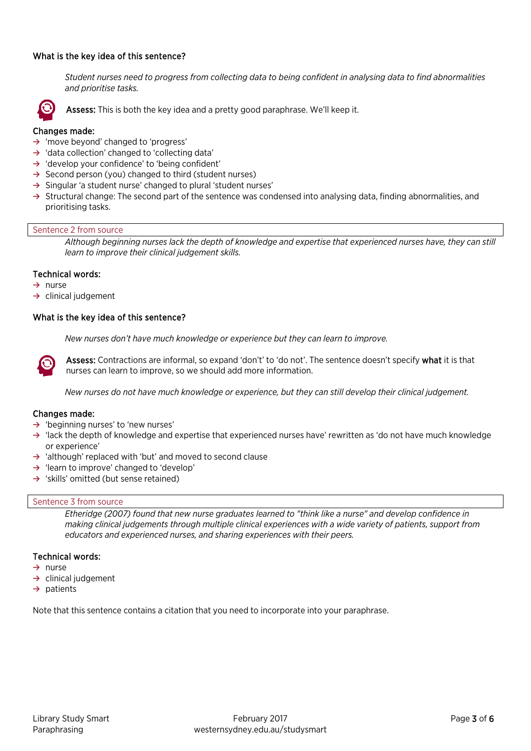**What is the key idea of this sentence?**

*Student nurses need to progress from collecting data to being confident in analysing data to find abnormalities and prioritise tasks.*

**Assess:** This is both the key idea and a pretty good paraphrase. We'll keep it.

**Changes made:**

- 'move beyond' changed to 'progress'
- 'data collection' changed to 'collecting data'
- 'develop your confidence' to 'being confident'
- Second person (you) changed to third (student nurses)
- Singular 'a student nurse' changed to plural 'student nurses'
- Structural change: The second part of the sentence was condensed into analysing data, finding abnormalities, and prioritising tasks.

Sentence 2 from source

*Although beginning nurses lack the depth of knowledge and expertise that experienced nurses have, they can still learn to improve their clinical judgement skills.*

**Technical words:**

- nurse
- clinical judgement

**What is the key idea of this sentence?**

*New nurses don't have much knowledge or experience but they can learn to improve.*

**Assess:** Contractions are informal, so expand 'don't' to 'do not'. The sentence doesn't specify **what** it is that nurses can learn to improve, so we should add more information.

*New nurses do not have much knowledge or experience, but they can still develop their clinical judgement.*

**Changes made:**

- 'beginning nurses' to 'new nurses'
- 'lack the depth of knowledge and expertise that experienced nurses have' rewritten as 'do not have much knowledge or experience'
- 'although' replaced with 'but' and moved to second clause
- 'learn to improve' changed to 'develop'
- 'skills' omitted (but sense retained)

Sentence 3 from source

*Etheridge (2007) found that new nurse graduates learned to "think like a nurse" and develop confidence in making clinical judgements through multiple clinical experiences with a wide variety of patients, support from educators and experienced nurses, and sharing experiences with their peers.*

**Technical words:**

- nurse
- clinical judgement
- patients

Note that this sentence contains a citation that you need to incorporate into your paraphrase.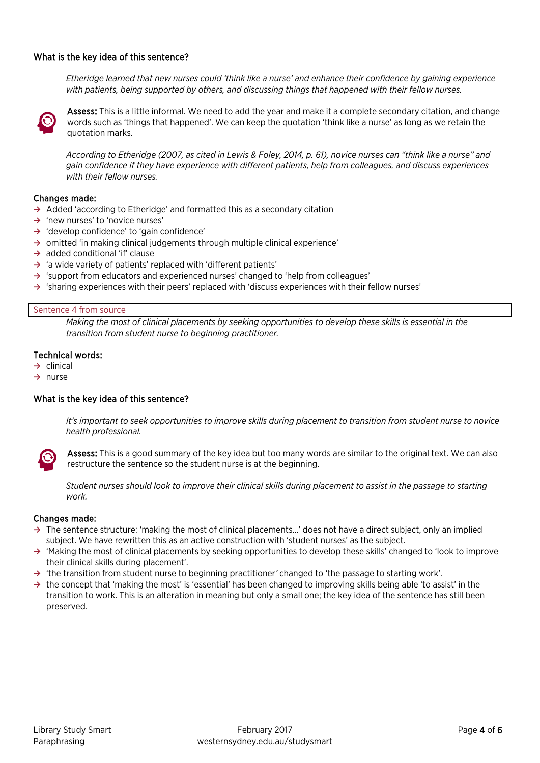#### What is the key idea of this sentence?

*Etheridge learned that new nurses could 'think like a nurse' and enhance their confidence by gaining experience with patients, being supported by others, and discussing things that happened with their fellow nurses.*

**Assess:** This is a little informal. We need to add the year and make it a complete secondary citation, and change words such as 'things that happened'. We can keep the quotation 'think like a nurse' as long as we retain the quotation marks.

*According to Etheridge (2007, as cited in Lewis & Foley, 2014, p. 61), novice nurses can "think like a nurse" and gain confidence if they have experience with different patients, help from colleagues, and discuss experiences with their fellow nurses.*

#### Changes made:

- → Added 'according to Etheridge' and formatted this as a secondary citation
- → 'new nurses' to 'novice nurses'
- → 'develop confidence' to 'gain confidence'
- → omitted 'in making clinical judgements through multiple clinical experience'
- → added conditional 'if' clause
- → 'a wide variety of patients' replaced with 'different patients'
- → 'support from educators and experienced nurses' changed to 'help from colleagues'
- → 'sharing experiences with their peers' replaced with 'discuss experiences with their fellow nurses'

### Sentence 4 from source

*Making the most of clinical placements by seeking opportunities to develop these skills is essential in the transition from student nurse to beginning practitioner.*

#### Technical words:

- → clinical
- → nurse

#### What is the key idea of this sentence?

*It's important to seek opportunities to improve skills during placement to transition from student nurse to novice health professional.*

**Assess:** This is a good summary of the key idea but too many words are similar to the original text. We can also restructure the sentence so the student nurse is at the beginning.

*Student nurses should look to improve their clinical skills during placement to assist in the passage to starting work.*

#### Changes made:

- → The sentence structure: 'making the most of clinical placements…' does not have a direct subject, only an implied subject. We have rewritten this as an active construction with 'student nurses' as the subject.
- → 'Making the most of clinical placements by seeking opportunities to develop these skills' changed to 'look to improve their clinical skills during placement'.
- → 'the transition from student nurse to beginning practitioner*'* changed to 'the passage to starting work'.
- → the concept that 'making the most' is 'essential' has been changed to improving skills being able 'to assist' in the transition to work. This is an alteration in meaning but only a small one; the key idea of the sentence has still been preserved.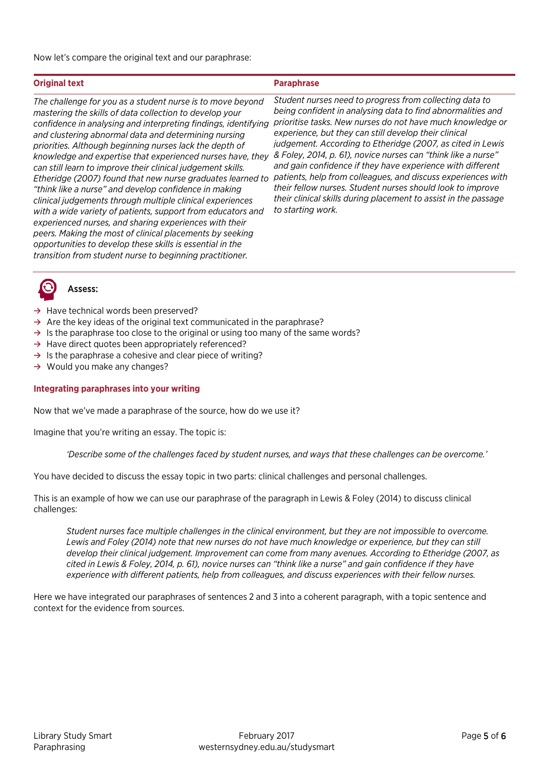Now let's compare the original text and our paraphrase:

| Original text | Paraphrase |
| --- | --- |
| *The challenge for you as a student nurse is to move beyond mastering the skills of data collection to develop your confidence in analysing and interpreting findings, identifying and clustering abnormal data and determining nursing priorities. Although beginning nurses lack the depth of knowledge and expertise that experienced nurses have, they can still learn to improve their clinical judgement skills. Etheridge (2007) found that new nurse graduates learned to "think like a nurse" and develop confidence in making clinical judgements through multiple clinical experiences with a wide variety of patients, support from educators and experienced nurses, and sharing experiences with their peers. Making the most of clinical placements by seeking opportunities to develop these skills is essential in the transition from student nurse to beginning practitioner.* | *Student nurses need to progress from collecting data to being confident in analysing data to find abnormalities and prioritise tasks. New nurses do not have much knowledge or experience, but they can still develop their clinical judgement. According to Etheridge (2007, as cited in Lewis & Foley, 2014, p. 61), novice nurses can "think like a nurse" and gain confidence if they have experience with different patients, help from colleagues, and discuss experiences with their fellow nurses. Student nurses should look to improve their clinical skills during placement to assist in the passage to starting work.* |

**Assess:**

- → Have technical words been preserved?
- → Are the key ideas of the original text communicated in the paraphrase?
- → Is the paraphrase too close to the original or using too many of the same words?
- → Have direct quotes been appropriately referenced?
- → Is the paraphrase a cohesive and clear piece of writing?
- → Would you make any changes?

### Integrating paraphrases into your writing

Now that we've made a paraphrase of the source, how do we use it?

Imagine that you're writing an essay. The topic is:

> *'Describe some of the challenges faced by student nurses, and ways that these challenges can be overcome.'*

You have decided to discuss the essay topic in two parts: clinical challenges and personal challenges.

This is an example of how we can use our paraphrase of the paragraph in Lewis & Foley (2014) to discuss clinical challenges:

> *Student nurses face multiple challenges in the clinical environment, but they are not impossible to overcome. Lewis and Foley (2014) note that new nurses do not have much knowledge or experience, but they can still develop their clinical judgement. Improvement can come from many avenues. According to Etheridge (2007, as cited in Lewis & Foley, 2014, p. 61), novice nurses can "think like a nurse" and gain confidence if they have experience with different patients, help from colleagues, and discuss experiences with their fellow nurses.*

Here we have integrated our paraphrases of sentences 2 and 3 into a coherent paragraph, with a topic sentence and context for the evidence from sources.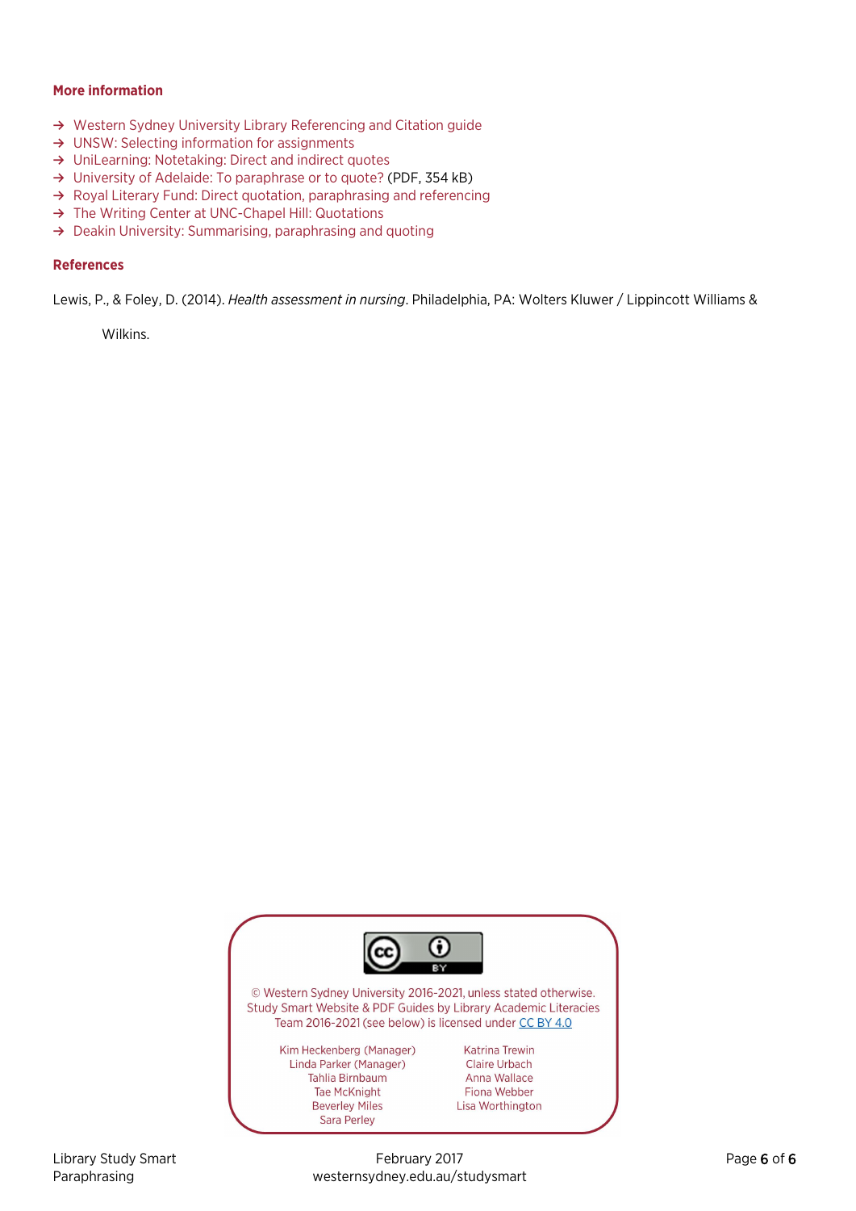### More information

- → Western Sydney University Library Referencing and Citation guide
- → UNSW: Selecting information for assignments
- → UniLearning: Notetaking: Direct and indirect quotes
- → University of Adelaide: To paraphrase or to quote? (PDF, 354 kB)
- → Royal Literary Fund: Direct quotation, paraphrasing and referencing
- → The Writing Center at UNC-Chapel Hill: Quotations
- → Deakin University: Summarising, paraphrasing and quoting

### References

Lewis, P., & Foley, D. (2014). *Health assessment in nursing*. Philadelphia, PA: Wolters Kluwer / Lippincott Williams & Wilkins.

© Western Sydney University 2016-2021, unless stated otherwise.
Study Smart Website & PDF Guides by Library Academic Literacies Team 2016-2021 (see below) is licensed under CC BY 4.0

Kim Heckenberg (Manager)
Linda Parker (Manager)
Tahlia Birnbaum
Tae McKnight
Beverley Miles
Sara Perley
Katrina Trewin
Claire Urbach
Anna Wallace
Fiona Webber
Lisa Worthington